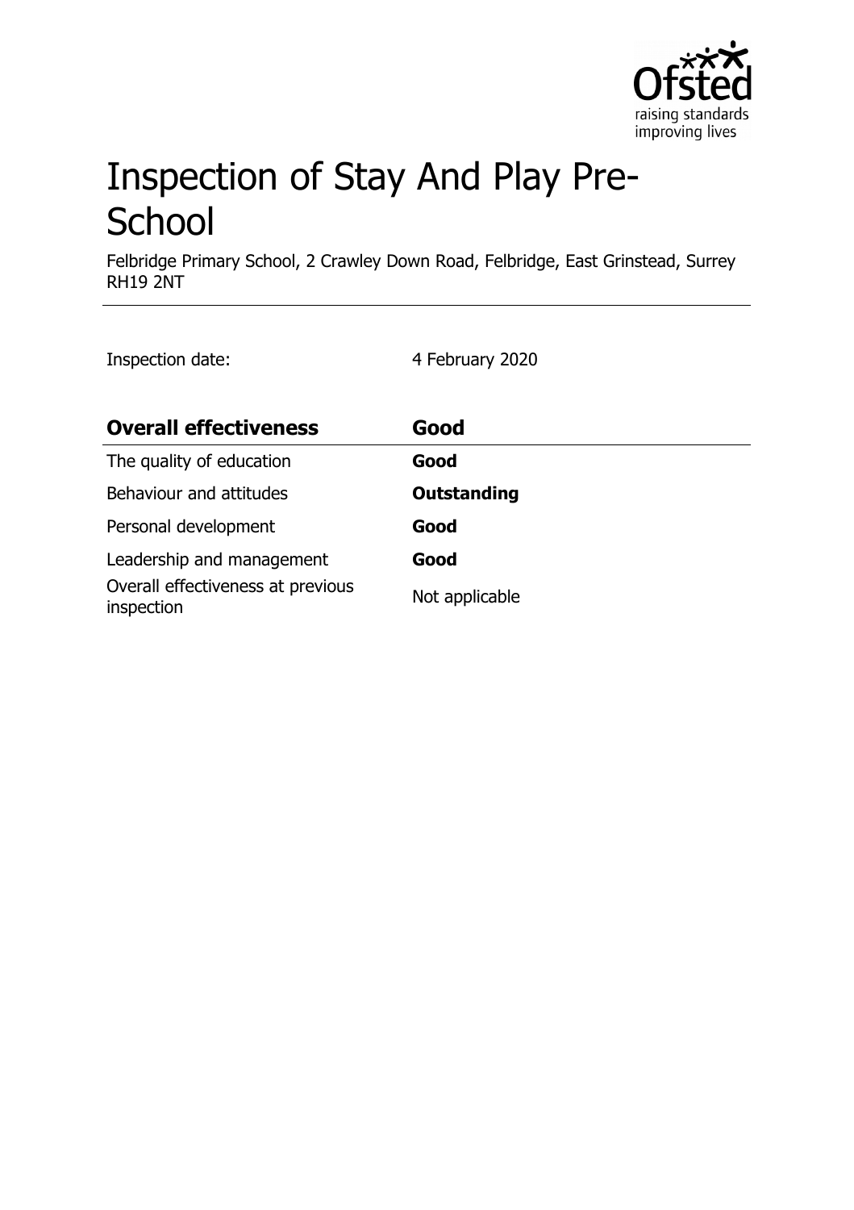# Inspection of Stay And Play Pre-School

Felbridge Primary School, 2 Crawley Down Road, Felbridge, East Grinstead, Surrey RH19 2NT

Inspection date: 4 February 2020

| **Overall effectiveness** | **Good** |
| --- | --- |
| The quality of education | **Good** |
| Behaviour and attitudes | **Outstanding** |
| Personal development | **Good** |
| Leadership and management | **Good** |
| Overall effectiveness at previous inspection | Not applicable |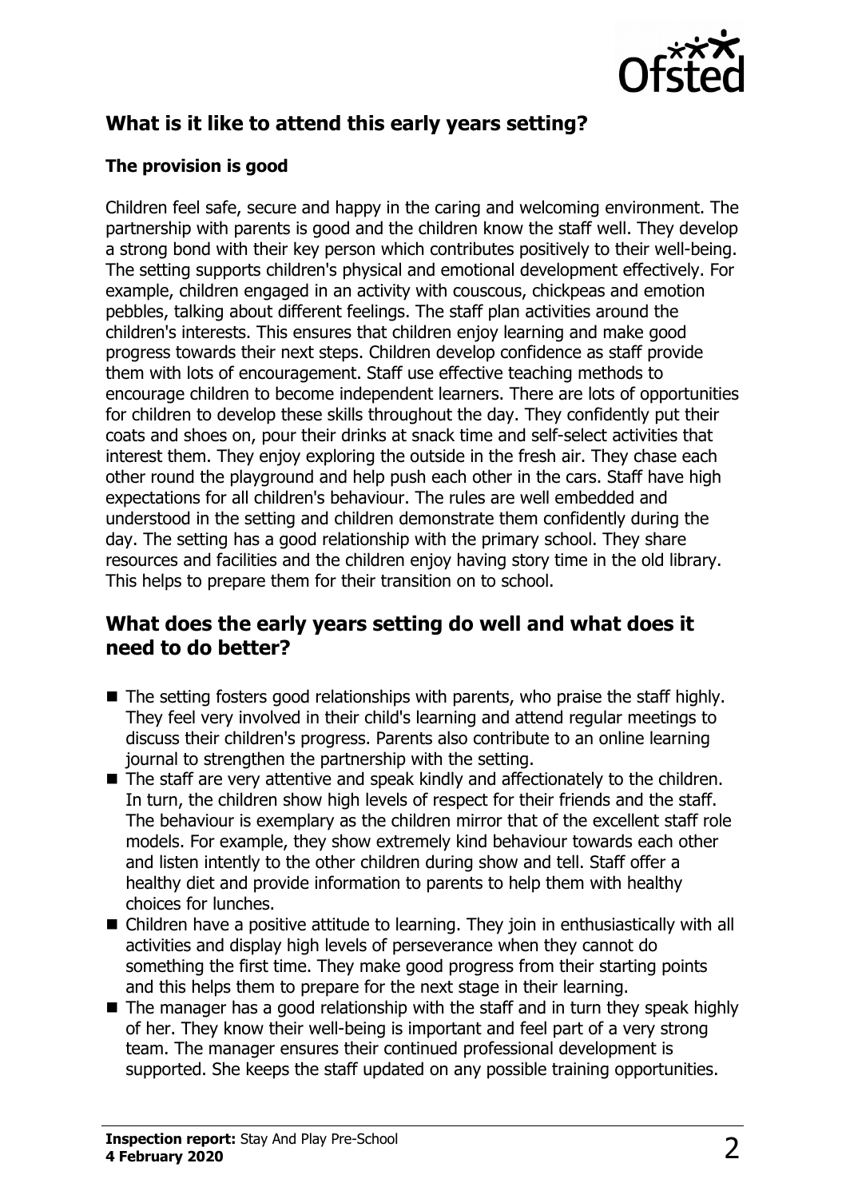## What is it like to attend this early years setting?

### The provision is good

Children feel safe, secure and happy in the caring and welcoming environment. The partnership with parents is good and the children know the staff well. They develop a strong bond with their key person which contributes positively to their well-being. The setting supports children's physical and emotional development effectively. For example, children engaged in an activity with couscous, chickpeas and emotion pebbles, talking about different feelings. The staff plan activities around the children's interests. This ensures that children enjoy learning and make good progress towards their next steps. Children develop confidence as staff provide them with lots of encouragement. Staff use effective teaching methods to encourage children to become independent learners. There are lots of opportunities for children to develop these skills throughout the day. They confidently put their coats and shoes on, pour their drinks at snack time and self-select activities that interest them. They enjoy exploring the outside in the fresh air. They chase each other round the playground and help push each other in the cars. Staff have high expectations for all children's behaviour. The rules are well embedded and understood in the setting and children demonstrate them confidently during the day. The setting has a good relationship with the primary school. They share resources and facilities and the children enjoy having story time in the old library. This helps to prepare them for their transition on to school.

## What does the early years setting do well and what does it need to do better?

- The setting fosters good relationships with parents, who praise the staff highly. They feel very involved in their child's learning and attend regular meetings to discuss their children's progress. Parents also contribute to an online learning journal to strengthen the partnership with the setting.
- The staff are very attentive and speak kindly and affectionately to the children. In turn, the children show high levels of respect for their friends and the staff. The behaviour is exemplary as the children mirror that of the excellent staff role models. For example, they show extremely kind behaviour towards each other and listen intently to the other children during show and tell. Staff offer a healthy diet and provide information to parents to help them with healthy choices for lunches.
- Children have a positive attitude to learning. They join in enthusiastically with all activities and display high levels of perseverance when they cannot do something the first time. They make good progress from their starting points and this helps them to prepare for the next stage in their learning.
- The manager has a good relationship with the staff and in turn they speak highly of her. They know their well-being is important and feel part of a very strong team. The manager ensures their continued professional development is supported. She keeps the staff updated on any possible training opportunities.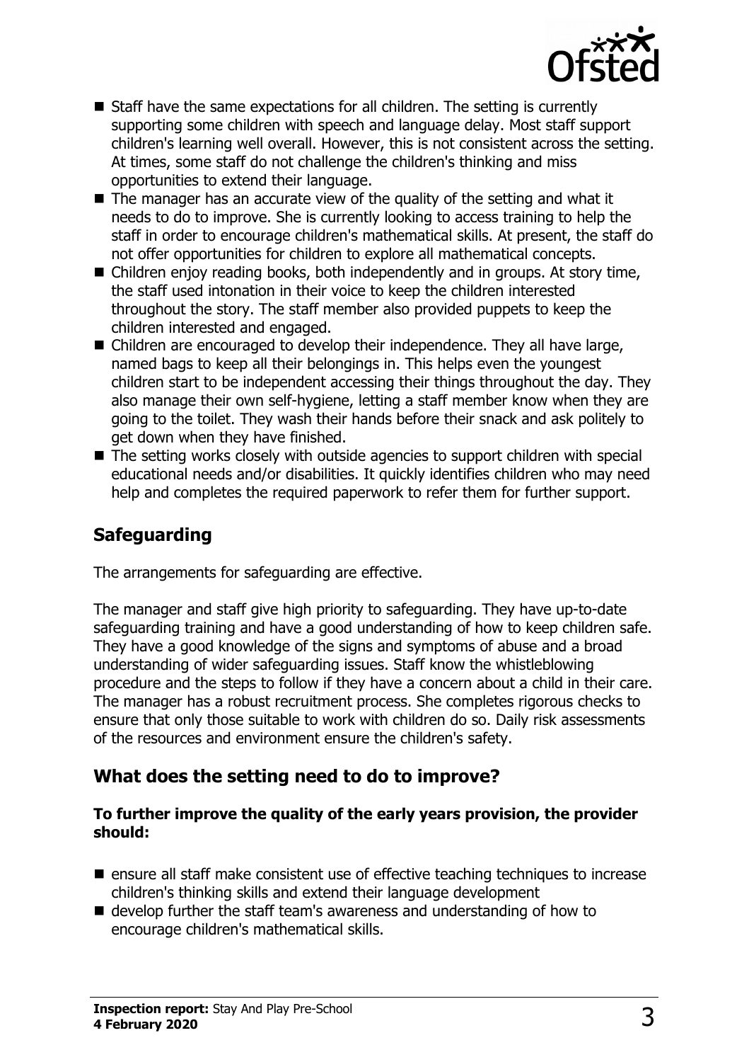- Staff have the same expectations for all children. The setting is currently supporting some children with speech and language delay. Most staff support children's learning well overall. However, this is not consistent across the setting. At times, some staff do not challenge the children's thinking and miss opportunities to extend their language.
- The manager has an accurate view of the quality of the setting and what it needs to do to improve. She is currently looking to access training to help the staff in order to encourage children's mathematical skills. At present, the staff do not offer opportunities for children to explore all mathematical concepts.
- Children enjoy reading books, both independently and in groups. At story time, the staff used intonation in their voice to keep the children interested throughout the story. The staff member also provided puppets to keep the children interested and engaged.
- Children are encouraged to develop their independence. They all have large, named bags to keep all their belongings in. This helps even the youngest children start to be independent accessing their things throughout the day. They also manage their own self-hygiene, letting a staff member know when they are going to the toilet. They wash their hands before their snack and ask politely to get down when they have finished.
- The setting works closely with outside agencies to support children with special educational needs and/or disabilities. It quickly identifies children who may need help and completes the required paperwork to refer them for further support.

## Safeguarding

The arrangements for safeguarding are effective.

The manager and staff give high priority to safeguarding. They have up-to-date safeguarding training and have a good understanding of how to keep children safe. They have a good knowledge of the signs and symptoms of abuse and a broad understanding of wider safeguarding issues. Staff know the whistleblowing procedure and the steps to follow if they have a concern about a child in their care. The manager has a robust recruitment process. She completes rigorous checks to ensure that only those suitable to work with children do so. Daily risk assessments of the resources and environment ensure the children's safety.

## What does the setting need to do to improve?

**To further improve the quality of the early years provision, the provider should:**

- ensure all staff make consistent use of effective teaching techniques to increase children's thinking skills and extend their language development
- develop further the staff team's awareness and understanding of how to encourage children's mathematical skills.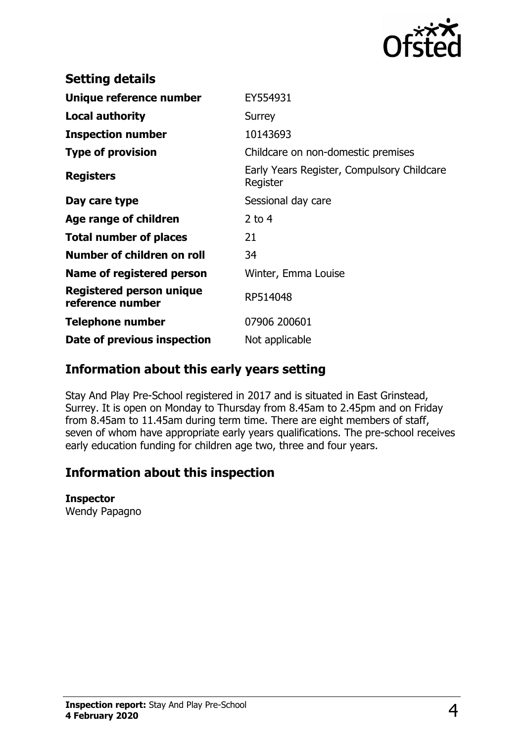## Setting details

| | |
|---|---|
| **Unique reference number** | EY554931 |
| **Local authority** | Surrey |
| **Inspection number** | 10143693 |
| **Type of provision** | Childcare on non-domestic premises |
| **Registers** | Early Years Register, Compulsory Childcare Register |
| **Day care type** | Sessional day care |
| **Age range of children** | 2 to 4 |
| **Total number of places** | 21 |
| **Number of children on roll** | 34 |
| **Name of registered person** | Winter, Emma Louise |
| **Registered person unique reference number** | RP514048 |
| **Telephone number** | 07906 200601 |
| **Date of previous inspection** | Not applicable |

## Information about this early years setting

Stay And Play Pre-School registered in 2017 and is situated in East Grinstead, Surrey. It is open on Monday to Thursday from 8.45am to 2.45pm and on Friday from 8.45am to 11.45am during term time. There are eight members of staff, seven of whom have appropriate early years qualifications. The pre-school receives early education funding for children age two, three and four years.

## Information about this inspection

**Inspector**
Wendy Papagno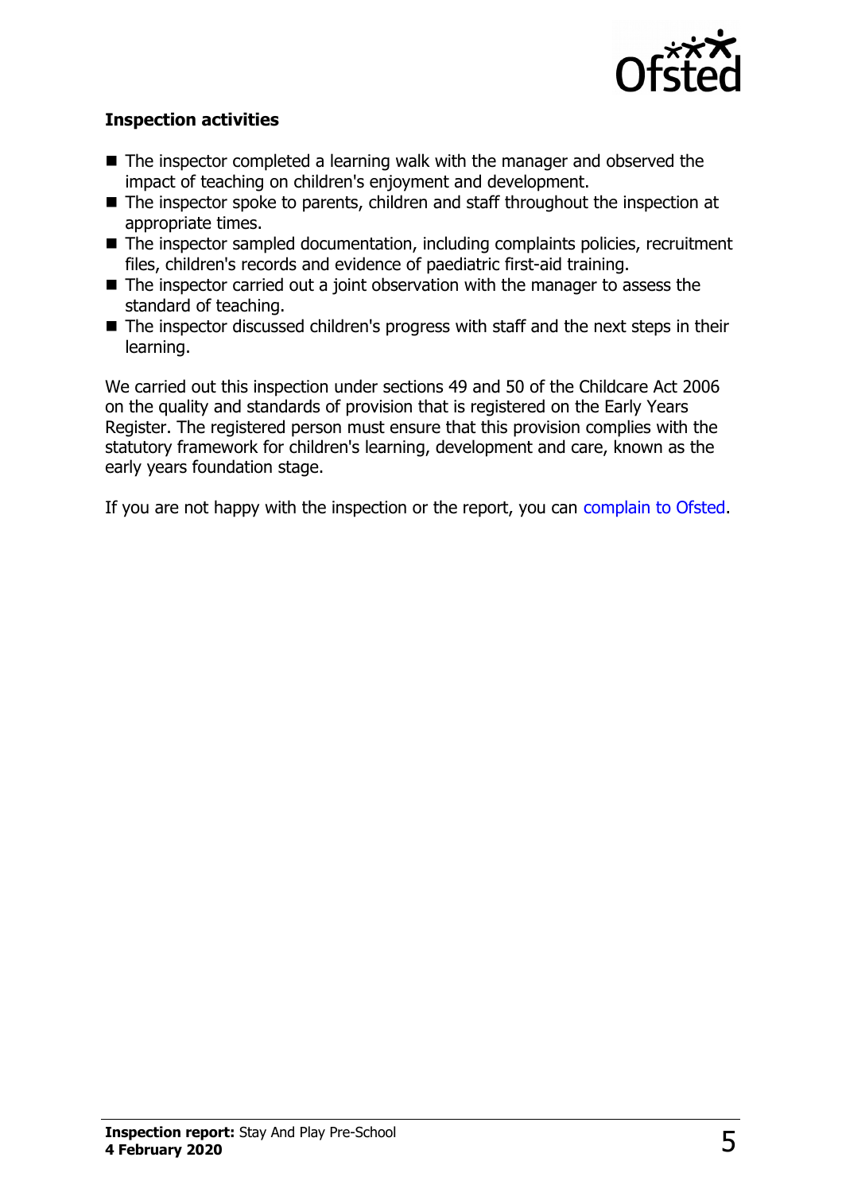### Inspection activities

- The inspector completed a learning walk with the manager and observed the impact of teaching on children's enjoyment and development.
- The inspector spoke to parents, children and staff throughout the inspection at appropriate times.
- The inspector sampled documentation, including complaints policies, recruitment files, children's records and evidence of paediatric first-aid training.
- The inspector carried out a joint observation with the manager to assess the standard of teaching.
- The inspector discussed children's progress with staff and the next steps in their learning.

We carried out this inspection under sections 49 and 50 of the Childcare Act 2006 on the quality and standards of provision that is registered on the Early Years Register. The registered person must ensure that this provision complies with the statutory framework for children's learning, development and care, known as the early years foundation stage.

If you are not happy with the inspection or the report, you can complain to Ofsted.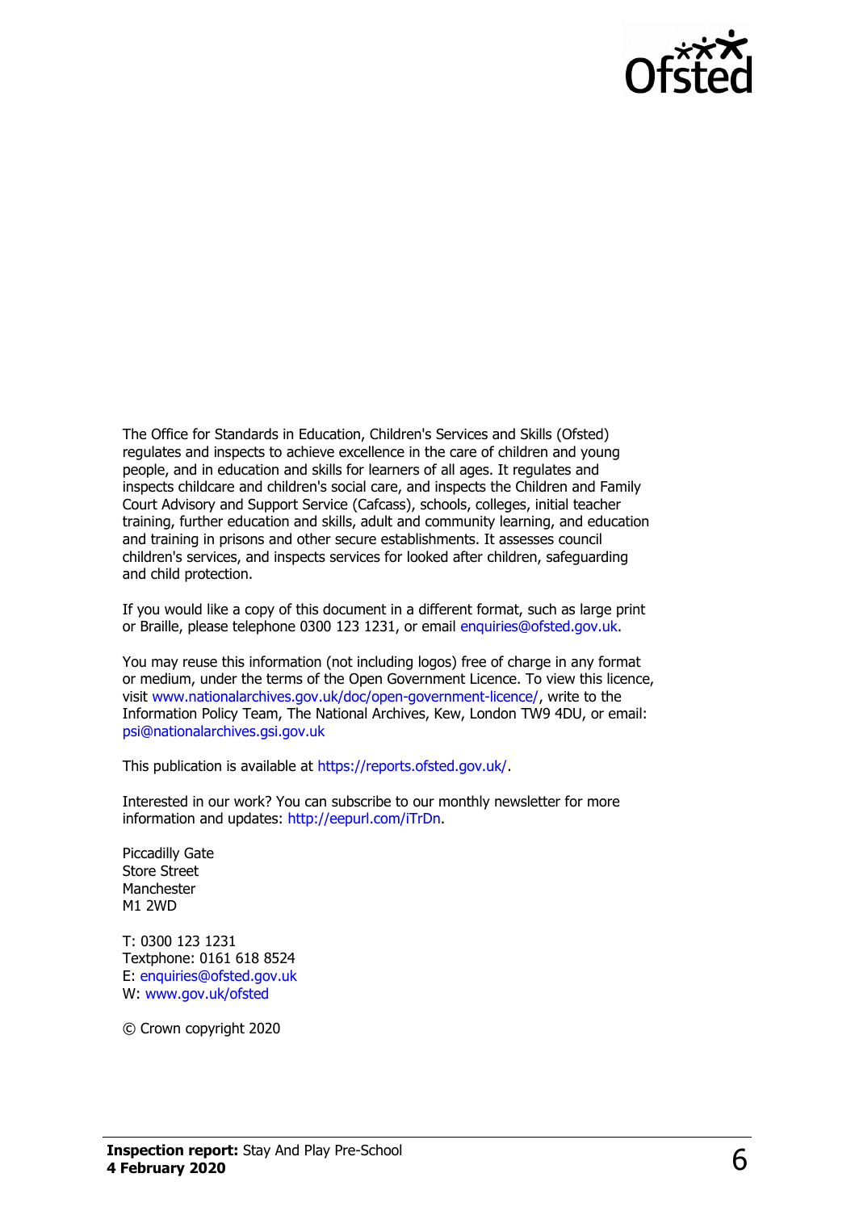The Office for Standards in Education, Children's Services and Skills (Ofsted) regulates and inspects to achieve excellence in the care of children and young people, and in education and skills for learners of all ages. It regulates and inspects childcare and children's social care, and inspects the Children and Family Court Advisory and Support Service (Cafcass), schools, colleges, initial teacher training, further education and skills, adult and community learning, and education and training in prisons and other secure establishments. It assesses council children's services, and inspects services for looked after children, safeguarding and child protection.

If you would like a copy of this document in a different format, such as large print or Braille, please telephone 0300 123 1231, or email enquiries@ofsted.gov.uk.

You may reuse this information (not including logos) free of charge in any format or medium, under the terms of the Open Government Licence. To view this licence, visit www.nationalarchives.gov.uk/doc/open-government-licence/, write to the Information Policy Team, The National Archives, Kew, London TW9 4DU, or email: psi@nationalarchives.gsi.gov.uk

This publication is available at https://reports.ofsted.gov.uk/.

Interested in our work? You can subscribe to our monthly newsletter for more information and updates: http://eepurl.com/iTrDn.

Piccadilly Gate
Store Street
Manchester
M1 2WD

T: 0300 123 1231
Textphone: 0161 618 8524
E: enquiries@ofsted.gov.uk
W: www.gov.uk/ofsted

© Crown copyright 2020